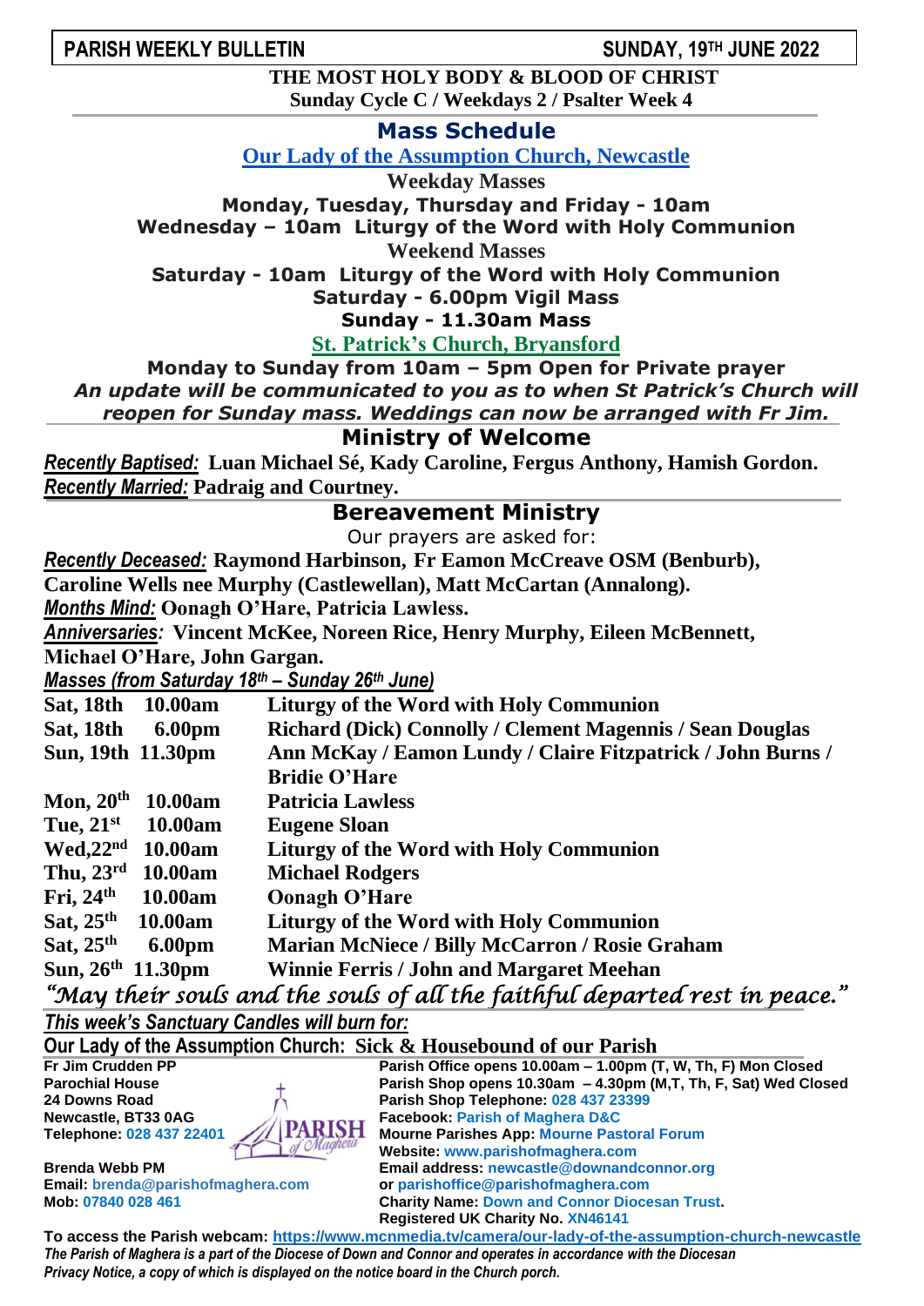**PARISH WEEKLY BULLETIN** **SUNDAY, 19TH JUNE 2022**

**THE MOST HOLY BODY & BLOOD OF CHRIST**
**Sunday Cycle C / Weekdays 2 / Psalter Week 4**

## Mass Schedule

### Our Lady of the Assumption Church, Newcastle

**Weekday Masses**

**Monday, Tuesday, Thursday and Friday - 10am**

**Wednesday – 10am Liturgy of the Word with Holy Communion**

**Weekend Masses**

**Saturday - 10am Liturgy of the Word with Holy Communion**

**Saturday - 6.00pm Vigil Mass**

**Sunday - 11.30am Mass**

### St. Patrick's Church, Bryansford

**Monday to Sunday from 10am – 5pm Open for Private prayer**

***An update will be communicated to you as to when St Patrick's Church will reopen for Sunday mass. Weddings can now be arranged with Fr Jim.***

## Ministry of Welcome

***Recently Baptised:*** **Luan Michael Sé, Kady Caroline, Fergus Anthony, Hamish Gordon.**
***Recently Married:*** **Padraig and Courtney.**

## Bereavement Ministry

Our prayers are asked for:

***Recently Deceased:*** **Raymond Harbinson, Fr Eamon McCreave OSM (Benburb), Caroline Wells nee Murphy (Castlewellan), Matt McCartan (Annalong).**
***Months Mind:*** **Oonagh O'Hare, Patricia Lawless.**
***Anniversaries:*** **Vincent McKee, Noreen Rice, Henry Murphy, Eileen McBennett, Michael O'Hare, John Gargan.**

***Masses (from Saturday 18th – Sunday 26th June)***

| | | |
|---|---|---|
| **Sat, 18th** | **10.00am** | **Liturgy of the Word with Holy Communion** |
| **Sat, 18th** | **6.00pm** | **Richard (Dick) Connolly / Clement Magennis / Sean Douglas** |
| **Sun, 19th** | **11.30pm** | **Ann McKay / Eamon Lundy / Claire Fitzpatrick / John Burns / Bridie O'Hare** |
| **Mon, 20th** | **10.00am** | **Patricia Lawless** |
| **Tue, 21st** | **10.00am** | **Eugene Sloan** |
| **Wed,22nd** | **10.00am** | **Liturgy of the Word with Holy Communion** |
| **Thu, 23rd** | **10.00am** | **Michael Rodgers** |
| **Fri, 24th** | **10.00am** | **Oonagh O'Hare** |
| **Sat, 25th** | **10.00am** | **Liturgy of the Word with Holy Communion** |
| **Sat, 25th** | **6.00pm** | **Marian McNiece / Billy McCarron / Rosie Graham** |
| **Sun, 26th** | **11.30pm** | **Winnie Ferris / John and Margaret Meehan** |

*"May their souls and the souls of all the faithful departed rest in peace."*

***This week's Sanctuary Candles will burn for:***

**Our Lady of the Assumption Church: Sick & Housebound of our Parish**

**Fr Jim Crudden PP**
**Parochial House**
**24 Downs Road**
**Newcastle, BT33 0AG**
**Telephone: 028 437 22401**

**Brenda Webb PM**
**Email: brenda@parishofmaghera.com**
**Mob: 07840 028 461**

**Parish Office opens 10.00am – 1.00pm (T, W, Th, F) Mon Closed**
**Parish Shop opens 10.30am – 4.30pm (M,T, Th, F, Sat) Wed Closed**
**Parish Shop Telephone: 028 437 23399**
**Facebook: Parish of Maghera D&C**
**Mourne Parishes App: Mourne Pastoral Forum**
**Website: www.parishofmaghera.com**
**Email address: newcastle@downandconnor.org**
**or parishoffice@parishofmaghera.com**
**Charity Name: Down and Connor Diocesan Trust.**
**Registered UK Charity No. XN46141**

**To access the Parish webcam: https://www.mcnmedia.tv/camera/our-lady-of-the-assumption-church-newcastle**

***The Parish of Maghera is a part of the Diocese of Down and Connor and operates in accordance with the Diocesan Privacy Notice, a copy of which is displayed on the notice board in the Church porch.***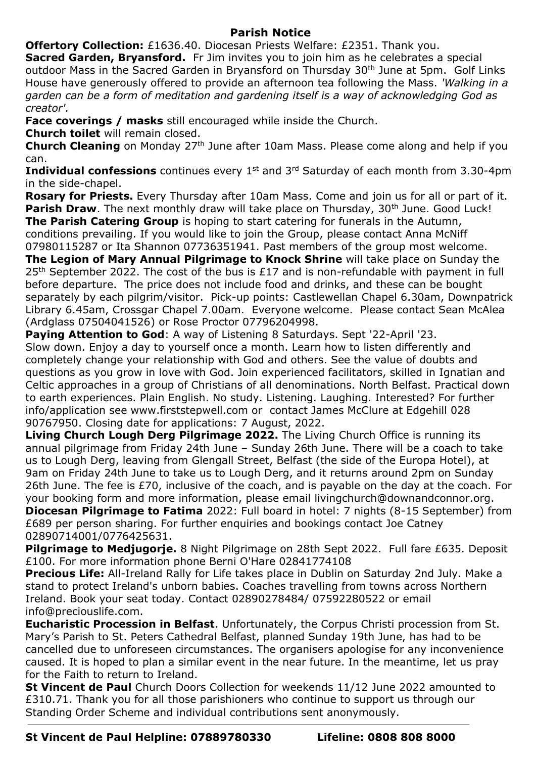## Parish Notice

**Offertory Collection:** £1636.40. Diocesan Priests Welfare: £2351. Thank you.

**Sacred Garden, Bryansford.** Fr Jim invites you to join him as he celebrates a special outdoor Mass in the Sacred Garden in Bryansford on Thursday 30th June at 5pm. Golf Links House have generously offered to provide an afternoon tea following the Mass. *'Walking in a garden can be a form of meditation and gardening itself is a way of acknowledging God as creator'.*

**Face coverings / masks** still encouraged while inside the Church.

**Church toilet** will remain closed.

**Church Cleaning** on Monday 27th June after 10am Mass. Please come along and help if you can.

**Individual confessions** continues every 1st and 3rd Saturday of each month from 3.30-4pm in the side-chapel.

**Rosary for Priests.** Every Thursday after 10am Mass. Come and join us for all or part of it.

**Parish Draw**. The next monthly draw will take place on Thursday, 30th June. Good Luck!

**The Parish Catering Group** is hoping to start catering for funerals in the Autumn, conditions prevailing. If you would like to join the Group, please contact Anna McNiff 07980115287 or Ita Shannon 07736351941. Past members of the group most welcome.

**The Legion of Mary Annual Pilgrimage to Knock Shrine** will take place on Sunday the 25th September 2022. The cost of the bus is £17 and is non-refundable with payment in full before departure. The price does not include food and drinks, and these can be bought separately by each pilgrim/visitor. Pick-up points: Castlewellan Chapel 6.30am, Downpatrick Library 6.45am, Crossgar Chapel 7.00am. Everyone welcome. Please contact Sean McAlea (Ardglass 07504041526) or Rose Proctor 07796204998.

**Paying Attention to God**: A way of Listening 8 Saturdays. Sept '22-April '23. Slow down. Enjoy a day to yourself once a month. Learn how to listen differently and completely change your relationship with God and others. See the value of doubts and questions as you grow in love with God. Join experienced facilitators, skilled in Ignatian and Celtic approaches in a group of Christians of all denominations. North Belfast. Practical down to earth experiences. Plain English. No study. Listening. Laughing. Interested? For further info/application see www.firststepwell.com or contact James McClure at Edgehill 028 90767950. Closing date for applications: 7 August, 2022.

**Living Church Lough Derg Pilgrimage 2022.** The Living Church Office is running its annual pilgrimage from Friday 24th June – Sunday 26th June. There will be a coach to take us to Lough Derg, leaving from Glengall Street, Belfast (the side of the Europa Hotel), at 9am on Friday 24th June to take us to Lough Derg, and it returns around 2pm on Sunday 26th June. The fee is £70, inclusive of the coach, and is payable on the day at the coach. For your booking form and more information, please email livingchurch@downandconnor.org.

**Diocesan Pilgrimage to Fatima** 2022: Full board in hotel: 7 nights (8-15 September) from £689 per person sharing. For further enquiries and bookings contact Joe Catney 02890714001/0776425631.

**Pilgrimage to Medjugorje.** 8 Night Pilgrimage on 28th Sept 2022. Full fare £635. Deposit £100. For more information phone Berni O'Hare 02841774108

**Precious Life:** All-Ireland Rally for Life takes place in Dublin on Saturday 2nd July. Make a stand to protect Ireland's unborn babies. Coaches travelling from towns across Northern Ireland. Book your seat today. Contact 02890278484/ 07592280522 or email info@preciouslife.com.

**Eucharistic Procession in Belfast**. Unfortunately, the Corpus Christi procession from St. Mary's Parish to St. Peters Cathedral Belfast, planned Sunday 19th June, has had to be cancelled due to unforeseen circumstances. The organisers apologise for any inconvenience caused. It is hoped to plan a similar event in the near future. In the meantime, let us pray for the Faith to return to Ireland.

**St Vincent de Paul** Church Doors Collection for weekends 11/12 June 2022 amounted to £310.71. Thank you for all those parishioners who continue to support us through our Standing Order Scheme and individual contributions sent anonymously.

---

**St Vincent de Paul Helpline: 07889780330 Lifeline: 0808 808 8000**